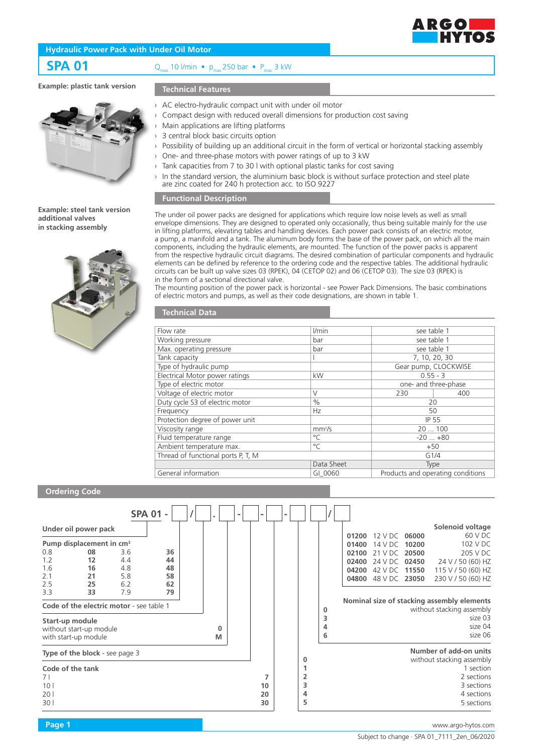# Hydraulic Power Pack with Under Oil Motor

## SPA 01

$Q_{max}$ 10 l/min • $p_{max}$ 250 bar • $P_{max}$ 3 kW

**Example: plastic tank version**

**Example: steel tank version additional valves in stacking assembly**

## Technical Features

- AC electro-hydraulic compact unit with under oil motor
- Compact design with reduced overall dimensions for production cost saving
- Main applications are lifting platforms
- 3 central block basic circuits option
- Possibility of building up an additional circuit in the form of vertical or horizontal stacking assembly
- One- and three-phase motors with power ratings of up to 3 kW
- Tank capacities from 7 to 30 l with optional plastic tanks for cost saving
- In the standard version, the aluminium basic block is without surface protection and steel plate are zinc coated for 240 h protection acc. to ISO 9227

## Functional Description

The under oil power packs are designed for applications which require low noise levels as well as small envelope dimensions. They are designed to operated only occasionally, thus being suitable mainly for the use in lifting platforms, elevating tables and handling devices. Each power pack consists of an electric motor, a pump, a manifold and a tank. The aluminum body forms the base of the power pack, on which all the main components, including the hydraulic elements, are mounted. The function of the power packs is apparent from the respective hydraulic circuit diagrams. The desired combination of particular components and hydraulic elements can be defined by reference to the ordering code and the respective tables. The additional hydraulic circuits can be built up valve sizes 03 (RPEK), 04 (CETOP 02) and 06 (CETOP 03). The size 03 (RPEK) is in the form of a sectional directional valve.

The mounting position of the power pack is horizontal - see Power Pack Dimensions. The basic combinations of electric motors and pumps, as well as their code designations, are shown in table 1.

## Technical Data

| | | | |
|---|---|---|---|
| Flow rate | l/min | see table 1 | |
| Working pressure | bar | see table 1 | |
| Max. operating pressure | bar | see table 1 | |
| Tank capacity | l | 7, 10, 20, 30 | |
| Type of hydraulic pump | | Gear pump, CLOCKWISE | |
| Electrical Motor power ratings | kW | 0.55 - 3 | |
| Type of electric motor | | one- and three-phase | |
| Voltage of electric motor | V | 230 | 400 |
| Duty cycle S3 of electric motor | % | 20 | |
| Frequency | Hz | 50 | |
| Protection degree of power unit | | IP 55 | |
| Viscosity range | mm²/s | 20 ... 100 | |
| Fluid temperature range | °C | -20 ... +80 | |
| Ambient temperature max. | °C | +50 | |
| Thread of functional ports P, T, M | | G1/4 | |
| | Data Sheet | Type | |
| General information | GI_0060 | Products and operating conditions | |

## Ordering Code

SPA 01 - [ ] / [ ] . [ ] - [ ] - [ ] - [ ] [ ] / [ ]

**Under oil power pack**

**Pump displacement in cm³**

| | | | | | |
|---|---|---|---|---|---|
| 0.8 | **08** | 3.6 | **36** | | |
| 1.2 | **12** | 4.4 | **44** | | |
| 1.6 | **16** | 4.8 | **48** | | |
| 2.1 | **21** | 5.8 | **58** | | |
| 2.5 | **25** | 6.2 | **62** | | |
| 3.3 | **33** | 7.9 | **79** | | |

**Code of the electric motor** - see table 1

**Start-up module**

| | |
|---|---|
| without start-up module | **0** |
| with start-up module | **M** |

**Type of the block** - see page 3

**Code of the tank**

| | |
|---|---|
| 7 l | **7** |
| 10 l | **10** |
| 20 l | **20** |
| 30 l | **30** |

**Number of add-on units**

| | |
|---|---|
| **0** | without stacking assembly |
| **1** | 1 section |
| **2** | 2 sections |
| **3** | 3 sections |
| **4** | 4 sections |
| **5** | 5 sections |

**Nominal size of stacking assembly elements**

| | |
|---|---|
| **0** | without stacking assembly |
| **3** | size 03 |
| **4** | size 04 |
| **6** | size 06 |

**Solenoid voltage**

| | | | |
|---|---|---|---|
| **01200** | 12 V DC | **06000** | 60 V DC |
| **01400** | 14 V DC | **10200** | 102 V DC |
| **02100** | 21 V DC | **20500** | 205 V DC |
| **02400** | 24 V DC | **02450** | 24 V / 50 (60) HZ |
| **04200** | 42 V DC | **11550** | 115 V / 50 (60) HZ |
| **04800** | 48 V DC | **23050** | 230 V / 50 (60) HZ |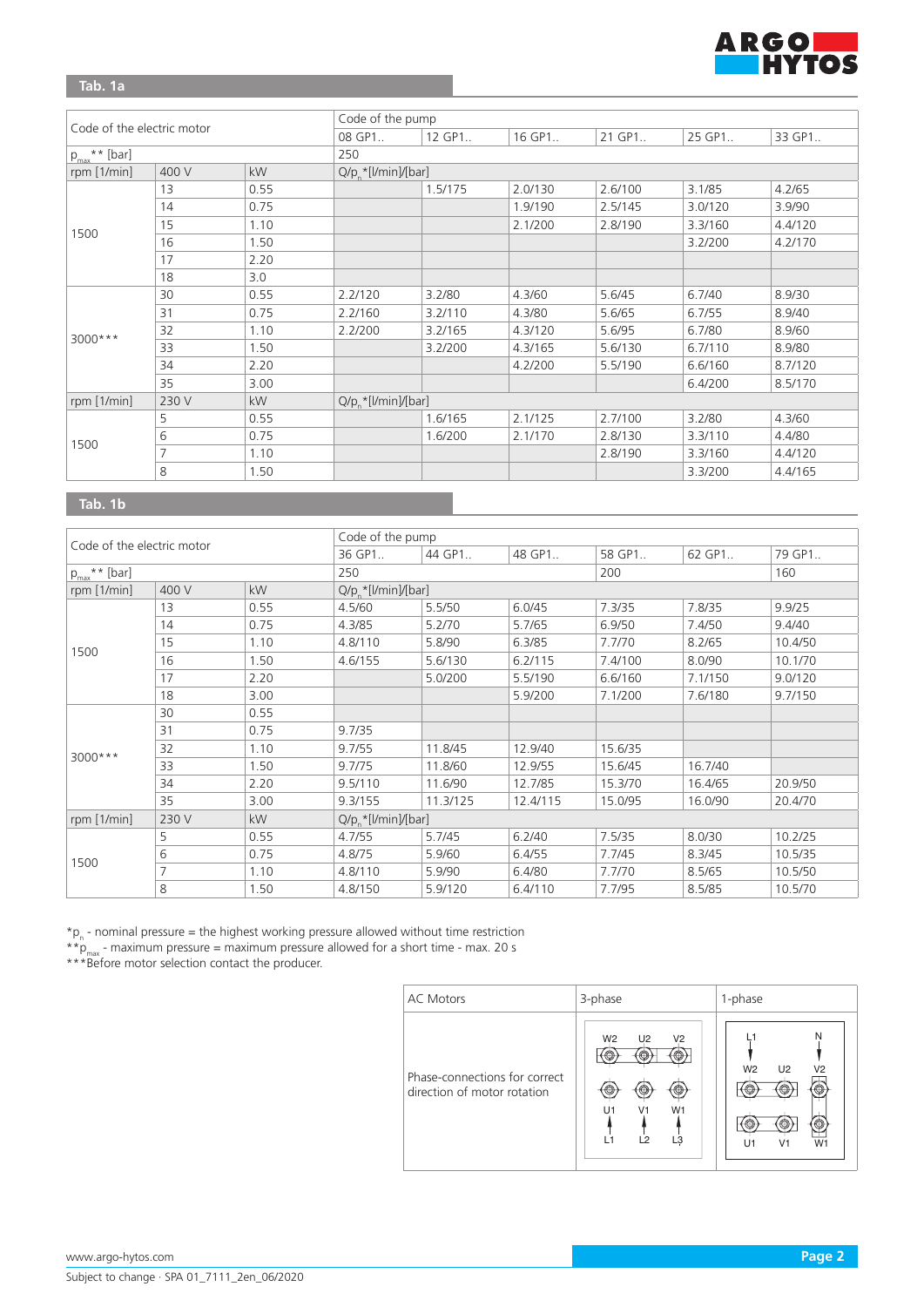## Tab. 1a

| Code of the electric motor | | | Code of the pump | | | | | |
|---|---|---|---|---|---|---|---|---|
| | | | 08 GP1.. | 12 GP1.. | 16 GP1.. | 21 GP1.. | 25 GP1.. | 33 GP1.. |
| $p_{max}$** [bar] | | | 250 | | | | | |
| rpm [1/min] | 400 V | kW | Q/$p_n$*[l/min]/[bar] | | | | | |
| 1500 | 13 | 0.55 | | 1.5/175 | 2.0/130 | 2.6/100 | 3.1/85 | 4.2/65 |
| | 14 | 0.75 | | | 1.9/190 | 2.5/145 | 3.0/120 | 3.9/90 |
| | 15 | 1.10 | | | 2.1/200 | 2.8/190 | 3.3/160 | 4.4/120 |
| | 16 | 1.50 | | | | | 3.2/200 | 4.2/170 |
| | 17 | 2.20 | | | | | | |
| | 18 | 3.0 | | | | | | |
| 3000*** | 30 | 0.55 | 2.2/120 | 3.2/80 | 4.3/60 | 5.6/45 | 6.7/40 | 8.9/30 |
| | 31 | 0.75 | 2.2/160 | 3.2/110 | 4.3/80 | 5.6/65 | 6.7/55 | 8.9/40 |
| | 32 | 1.10 | 2.2/200 | 3.2/165 | 4.3/120 | 5.6/95 | 6.7/80 | 8.9/60 |
| | 33 | 1.50 | | 3.2/200 | 4.3/165 | 5.6/130 | 6.7/110 | 8.9/80 |
| | 34 | 2.20 | | | 4.2/200 | 5.5/190 | 6.6/160 | 8.7/120 |
| | 35 | 3.00 | | | | | 6.4/200 | 8.5/170 |
| rpm [1/min] | 230 V | kW | Q/$p_n$*[l/min]/[bar] | | | | | |
| 1500 | 5 | 0.55 | | 1.6/165 | 2.1/125 | 2.7/100 | 3.2/80 | 4.3/60 |
| | 6 | 0.75 | | 1.6/200 | 2.1/170 | 2.8/130 | 3.3/110 | 4.4/80 |
| | 7 | 1.10 | | | | 2.8/190 | 3.3/160 | 4.4/120 |
| | 8 | 1.50 | | | | | 3.3/200 | 4.4/165 |

## Tab. 1b

| Code of the electric motor | | | Code of the pump | | | | | |
|---|---|---|---|---|---|---|---|---|
| | | | 36 GP1.. | 44 GP1.. | 48 GP1.. | 58 GP1.. | 62 GP1.. | 79 GP1.. |
| $p_{max}$** [bar] | | | 250 | | | 200 | | 160 |
| rpm [1/min] | 400 V | kW | Q/$p_n$*[l/min]/[bar] | | | | | |
| 1500 | 13 | 0.55 | 4.5/60 | 5.5/50 | 6.0/45 | 7.3/35 | 7.8/35 | 9.9/25 |
| | 14 | 0.75 | 4.3/85 | 5.2/70 | 5.7/65 | 6.9/50 | 7.4/50 | 9.4/40 |
| | 15 | 1.10 | 4.8/110 | 5.8/90 | 6.3/85 | 7.7/70 | 8.2/65 | 10.4/50 |
| | 16 | 1.50 | 4.6/155 | 5.6/130 | 6.2/115 | 7.4/100 | 8.0/90 | 10.1/70 |
| | 17 | 2.20 | | 5.0/200 | 5.5/190 | 6.6/160 | 7.1/150 | 9.0/120 |
| | 18 | 3.00 | | | 5.9/200 | 7.1/200 | 7.6/180 | 9.7/150 |
| 3000*** | 30 | 0.55 | | | | | | |
| | 31 | 0.75 | 9.7/35 | | | | | |
| | 32 | 1.10 | 9.7/55 | 11.8/45 | 12.9/40 | 15.6/35 | | |
| | 33 | 1.50 | 9.7/75 | 11.8/60 | 12.9/55 | 15.6/45 | 16.7/40 | |
| | 34 | 2.20 | 9.5/110 | 11.6/90 | 12.7/85 | 15.3/70 | 16.4/65 | 20.9/50 |
| | 35 | 3.00 | 9.3/155 | 11.3/125 | 12.4/115 | 15.0/95 | 16.0/90 | 20.4/70 |
| rpm [1/min] | 230 V | kW | Q/$p_n$*[l/min]/[bar] | | | | | |
| 1500 | 5 | 0.55 | 4.7/55 | 5.7/45 | 6.2/40 | 7.5/35 | 8.0/30 | 10.2/25 |
| | 6 | 0.75 | 4.8/75 | 5.9/60 | 6.4/55 | 7.7/45 | 8.3/45 | 10.5/35 |
| | 7 | 1.10 | 4.8/110 | 5.9/90 | 6.4/80 | 7.7/70 | 8.5/65 | 10.5/50 |
| | 8 | 1.50 | 4.8/150 | 5.9/120 | 6.4/110 | 7.7/95 | 8.5/85 | 10.5/70 |

*$p_n$ - nominal pressure = the highest working pressure allowed without time restriction
**$p_{max}$ - maximum pressure = maximum pressure allowed for a short time - max. 20 s
***Before motor selection contact the producer.

| AC Motors | 3-phase | 1-phase |
|---|---|---|
| Phase-connections for correct direction of motor rotation | W2 U2 V2 / U1 V1 W1 / L1 L2 L3 | L1 N / W2 U2 V2 / U1 V1 W1 |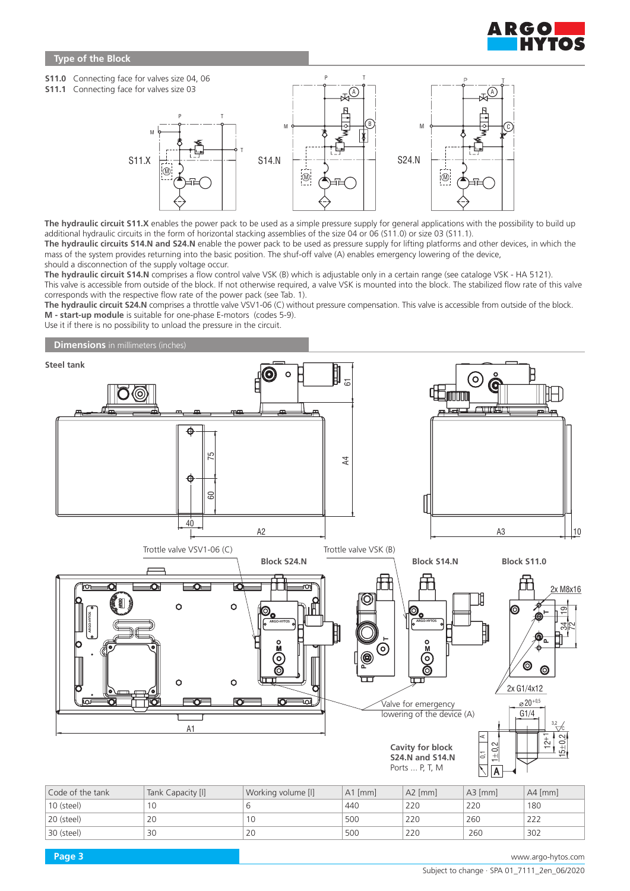## Type of the Block

**S11.0** Connecting face for valves size 04, 06
**S11.1** Connecting face for valves size 03

S11.X S14.N S24.N

**The hydraulic circuit S11.X** enables the power pack to be used as a simple pressure supply for general applications with the possibility to build up additional hydraulic circuits in the form of horizontal stacking assemblies of the size 04 or 06 (S11.0) or size 03 (S11.1).
**The hydraulic circuits S14.N and S24.N** enable the power pack to be used as pressure supply for lifting platforms and other devices, in which the mass of the system provides returning into the basic position. The shuf-off valve (A) enables emergency lowering of the device, should a disconnection of the supply voltage occur.
**The hydraulic circuit S14.N** comprises a flow control valve VSK (B) which is adjustable only in a certain range (see catalog VSK - HA 5121). This valve is accessible from outside of the block. If not otherwise required, a valve VSK is mounted into the block. The stabilized flow rate of this valve corresponds with the respective flow rate of the power pack (see Tab. 1).
**The hydraulic circuit S24.N** comprises a throttle valve VSV1-06 (C) without pressure compensation. This valve is accessible from outside of the block.
**M - start-up module** is suitable for one-phase E-motors (codes 5-9).
Use it if there is no possibility to unload the pressure in the circuit.

## Dimensions in millimeters (inches)

**Steel tank**

Trottle valve VSV1-06 (C) Trottle valve VSK (B)

**Block S24.N** **Block S14.N** **Block S11.0**

Valve for emergency lowering of the device (A)

**Cavity for block S24.N and S14.N**
Ports ... P, T, M

| Code of the tank | Tank Capacity [l] | Working volume [l] | A1 [mm] | A2 [mm] | A3 [mm] | A4 [mm] |
|---|---|---|---|---|---|---|
| 10 (steel) | 10 | 6 | 440 | 220 | 220 | 180 |
| 20 (steel) | 20 | 10 | 500 | 220 | 260 | 222 |
| 30 (steel) | 30 | 20 | 500 | 220 | 260 | 302 |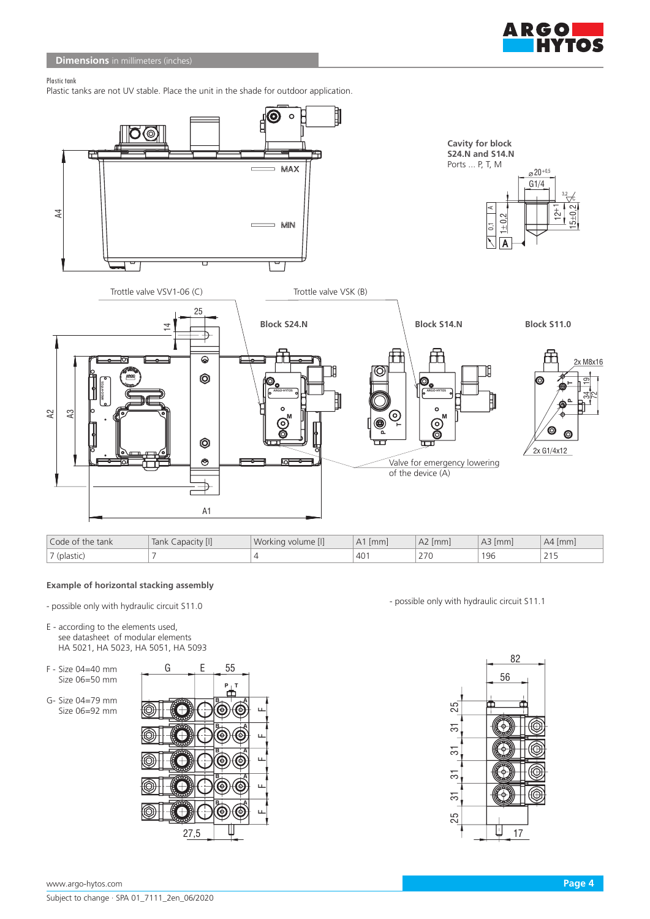## Dimensions in millimeters (inches)

Plastic tank

Plastic tanks are not UV stable. Place the unit in the shade for outdoor application.

MAX

MIN

A4

Cavity for block S24.N and S14.N

Ports ... P, T, M

⌀20 +0,5

G1/4

Trottle valve VSV1-06 (C)

Trottle valve VSK (B)

Block S24.N

Block S14.N

Block S11.0

2x M8x16

2x G1/4x12

Valve for emergency lowering of the device (A)

25

14

A2

A3

A1

| Code of the tank | Tank Capacity [l] | Working volume [l] | A1 [mm] | A2 [mm] | A3 [mm] | A4 [mm] |
|---|---|---|---|---|---|---|
| 7 (plastic) | 7 | 4 | 401 | 270 | 196 | 215 |

**Example of horizontal stacking assembly**

- possible only with hydraulic circuit S11.0

E - according to the elements used, see datasheet of modular elements HA 5021, HA 5023, HA 5051, HA 5093

F - Size 04=40 mm
Size 06=50 mm

G- Size 04=79 mm
Size 06=92 mm

G E 55

27,5

- possible only with hydraulic circuit S11.1

82

56

25 31 31 31 31 25

17